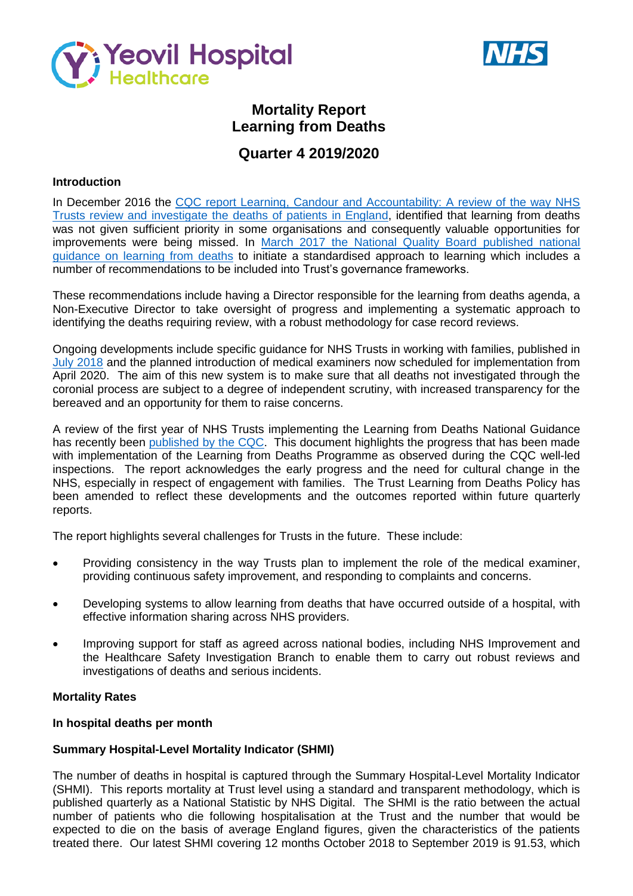# Mortality Report
# Learning from Deaths

## Quarter 4 2019/2020

### Introduction

In December 2016 the CQC report Learning, Candour and Accountability: A review of the way NHS Trusts review and investigate the deaths of patients in England, identified that learning from deaths was not given sufficient priority in some organisations and consequently valuable opportunities for improvements were being missed. In March 2017 the National Quality Board published national guidance on learning from deaths to initiate a standardised approach to learning which includes a number of recommendations to be included into Trust's governance frameworks.

These recommendations include having a Director responsible for the learning from deaths agenda, a Non-Executive Director to take oversight of progress and implementing a systematic approach to identifying the deaths requiring review, with a robust methodology for case record reviews.

Ongoing developments include specific guidance for NHS Trusts in working with families, published in July 2018 and the planned introduction of medical examiners now scheduled for implementation from April 2020. The aim of this new system is to make sure that all deaths not investigated through the coronial process are subject to a degree of independent scrutiny, with increased transparency for the bereaved and an opportunity for them to raise concerns.

A review of the first year of NHS Trusts implementing the Learning from Deaths National Guidance has recently been published by the CQC. This document highlights the progress that has been made with implementation of the Learning from Deaths Programme as observed during the CQC well-led inspections. The report acknowledges the early progress and the need for cultural change in the NHS, especially in respect of engagement with families. The Trust Learning from Deaths Policy has been amended to reflect these developments and the outcomes reported within future quarterly reports.

The report highlights several challenges for Trusts in the future. These include:

- Providing consistency in the way Trusts plan to implement the role of the medical examiner, providing continuous safety improvement, and responding to complaints and concerns.
- Developing systems to allow learning from deaths that have occurred outside of a hospital, with effective information sharing across NHS providers.
- Improving support for staff as agreed across national bodies, including NHS Improvement and the Healthcare Safety Investigation Branch to enable them to carry out robust reviews and investigations of deaths and serious incidents.

### Mortality Rates

#### In hospital deaths per month

#### Summary Hospital-Level Mortality Indicator (SHMI)

The number of deaths in hospital is captured through the Summary Hospital-Level Mortality Indicator (SHMI). This reports mortality at Trust level using a standard and transparent methodology, which is published quarterly as a National Statistic by NHS Digital. The SHMI is the ratio between the actual number of patients who die following hospitalisation at the Trust and the number that would be expected to die on the basis of average England figures, given the characteristics of the patients treated there. Our latest SHMI covering 12 months October 2018 to September 2019 is 91.53, which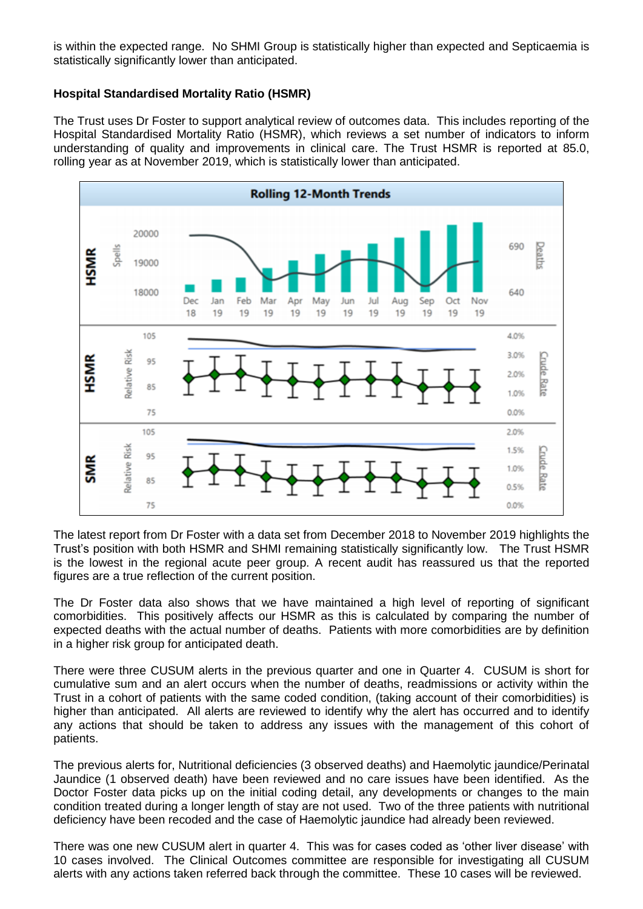is within the expected range. No SHMI Group is statistically higher than expected and Septicaemia is statistically significantly lower than anticipated.

**Hospital Standardised Mortality Ratio (HSMR)**

The Trust uses Dr Foster to support analytical review of outcomes data. This includes reporting of the Hospital Standardised Mortality Ratio (HSMR), which reviews a set number of indicators to inform understanding of quality and improvements in clinical care. The Trust HSMR is reported at 85.0, rolling year as at November 2019, which is statistically lower than anticipated.

Rolling 12-Month Trends

HSMR
Spells
20000
19000
18000
Dec 18, Jan 19, Feb 19, Mar 19, Apr 19, May 19, Jun 19, Jul 19, Aug 19, Sep 19, Oct 19, Nov 19
690
640
Deaths

HSMR
Relative Risk
105
95
85
75
4.0%
3.0%
2.0%
1.0%
0.0%
Crude Rate

SMR
Relative Risk
105
95
85
75
2.0%
1.5%
1.0%
0.5%
0.0%
Crude Rate

The latest report from Dr Foster with a data set from December 2018 to November 2019 highlights the Trust's position with both HSMR and SHMI remaining statistically significantly low. The Trust HSMR is the lowest in the regional acute peer group. A recent audit has reassured us that the reported figures are a true reflection of the current position.

The Dr Foster data also shows that we have maintained a high level of reporting of significant comorbidities. This positively affects our HSMR as this is calculated by comparing the number of expected deaths with the actual number of deaths. Patients with more comorbidities are by definition in a higher risk group for anticipated death.

There were three CUSUM alerts in the previous quarter and one in Quarter 4. CUSUM is short for cumulative sum and an alert occurs when the number of deaths, readmissions or activity within the Trust in a cohort of patients with the same coded condition, (taking account of their comorbidities) is higher than anticipated. All alerts are reviewed to identify why the alert has occurred and to identify any actions that should be taken to address any issues with the management of this cohort of patients.

The previous alerts for, Nutritional deficiencies (3 observed deaths) and Haemolytic jaundice/Perinatal Jaundice (1 observed death) have been reviewed and no care issues have been identified. As the Doctor Foster data picks up on the initial coding detail, any developments or changes to the main condition treated during a longer length of stay are not used. Two of the three patients with nutritional deficiency have been recoded and the case of Haemolytic jaundice had already been reviewed.

There was one new CUSUM alert in quarter 4. This was for cases coded as 'other liver disease' with 10 cases involved. The Clinical Outcomes committee are responsible for investigating all CUSUM alerts with any actions taken referred back through the committee. These 10 cases will be reviewed.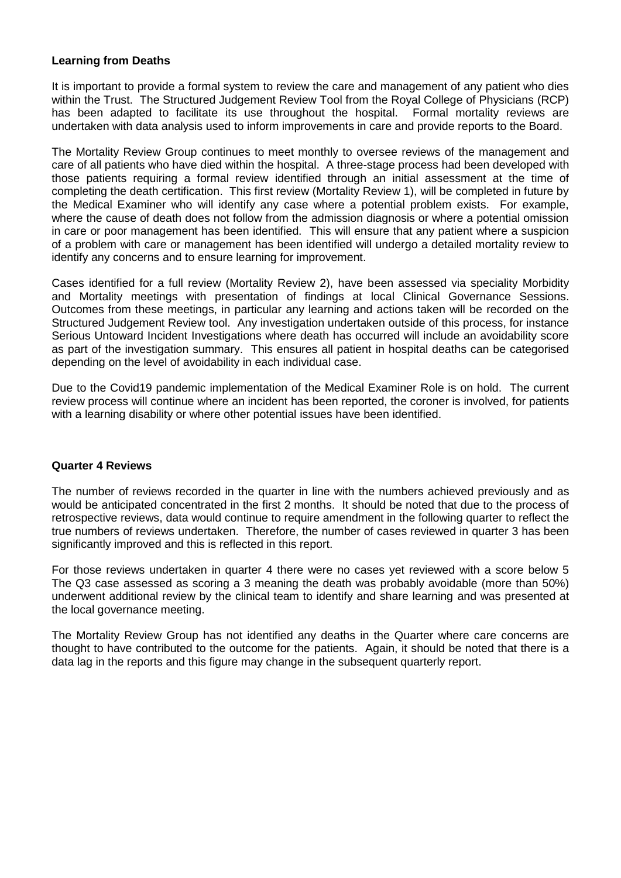**Learning from Deaths**

It is important to provide a formal system to review the care and management of any patient who dies within the Trust. The Structured Judgement Review Tool from the Royal College of Physicians (RCP) has been adapted to facilitate its use throughout the hospital. Formal mortality reviews are undertaken with data analysis used to inform improvements in care and provide reports to the Board.

The Mortality Review Group continues to meet monthly to oversee reviews of the management and care of all patients who have died within the hospital. A three-stage process had been developed with those patients requiring a formal review identified through an initial assessment at the time of completing the death certification. This first review (Mortality Review 1), will be completed in future by the Medical Examiner who will identify any case where a potential problem exists. For example, where the cause of death does not follow from the admission diagnosis or where a potential omission in care or poor management has been identified. This will ensure that any patient where a suspicion of a problem with care or management has been identified will undergo a detailed mortality review to identify any concerns and to ensure learning for improvement.

Cases identified for a full review (Mortality Review 2), have been assessed via speciality Morbidity and Mortality meetings with presentation of findings at local Clinical Governance Sessions. Outcomes from these meetings, in particular any learning and actions taken will be recorded on the Structured Judgement Review tool. Any investigation undertaken outside of this process, for instance Serious Untoward Incident Investigations where death has occurred will include an avoidability score as part of the investigation summary. This ensures all patient in hospital deaths can be categorised depending on the level of avoidability in each individual case.

Due to the Covid19 pandemic implementation of the Medical Examiner Role is on hold. The current review process will continue where an incident has been reported, the coroner is involved, for patients with a learning disability or where other potential issues have been identified.

**Quarter 4 Reviews**

The number of reviews recorded in the quarter in line with the numbers achieved previously and as would be anticipated concentrated in the first 2 months. It should be noted that due to the process of retrospective reviews, data would continue to require amendment in the following quarter to reflect the true numbers of reviews undertaken. Therefore, the number of cases reviewed in quarter 3 has been significantly improved and this is reflected in this report.

For those reviews undertaken in quarter 4 there were no cases yet reviewed with a score below 5 The Q3 case assessed as scoring a 3 meaning the death was probably avoidable (more than 50%) underwent additional review by the clinical team to identify and share learning and was presented at the local governance meeting.

The Mortality Review Group has not identified any deaths in the Quarter where care concerns are thought to have contributed to the outcome for the patients. Again, it should be noted that there is a data lag in the reports and this figure may change in the subsequent quarterly report.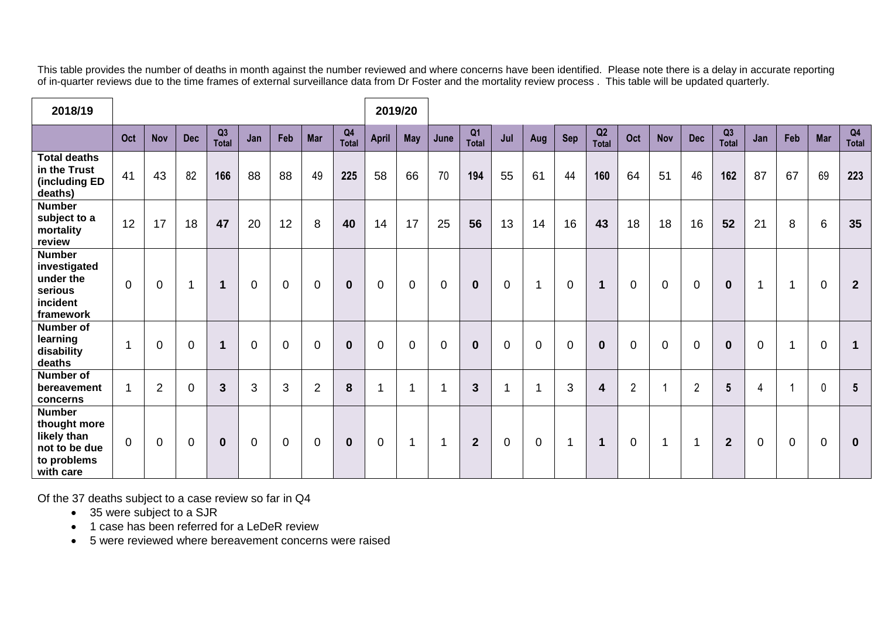This table provides the number of deaths in month against the number reviewed and where concerns have been identified. Please note there is a delay in accurate reporting of in-quarter reviews due to the time frames of external surveillance data from Dr Foster and the mortality review process . This table will be updated quarterly.

| 2018/19 | | | | | | | | | 2019/20 | | | | | | | | | | | | | | | |
|---|---|---|---|---|---|---|---|---|---|---|---|---|---|---|---|---|---|---|---|---|---|---|---|---|
| | Oct | Nov | Dec | Q3 Total | Jan | Feb | Mar | Q4 Total | April | May | June | Q1 Total | Jul | Aug | Sep | Q2 Total | Oct | Nov | Dec | Q3 Total | Jan | Feb | Mar | Q4 Total |
| **Total deaths in the Trust (including ED deaths)** | 41 | 43 | 82 | **166** | 88 | 88 | 49 | **225** | 58 | 66 | 70 | **194** | 55 | 61 | 44 | **160** | 64 | 51 | 46 | **162** | 87 | 67 | 69 | **223** |
| **Number subject to a mortality review** | 12 | 17 | 18 | **47** | 20 | 12 | 8 | **40** | 14 | 17 | 25 | **56** | 13 | 14 | 16 | **43** | 18 | 18 | 16 | **52** | 21 | 8 | 6 | **35** |
| **Number investigated under the serious incident framework** | 0 | 0 | 1 | **1** | 0 | 0 | 0 | **0** | 0 | 0 | 0 | **0** | 0 | 1 | 0 | **1** | 0 | 0 | 0 | **0** | 1 | 1 | 0 | **2** |
| **Number of learning disability deaths** | 1 | 0 | 0 | **1** | 0 | 0 | 0 | **0** | 0 | 0 | 0 | **0** | 0 | 0 | 0 | **0** | 0 | 0 | 0 | **0** | 0 | 1 | 0 | **1** |
| **Number of bereavement concerns** | 1 | 2 | 0 | **3** | 3 | 3 | 2 | **8** | 1 | 1 | 1 | **3** | 1 | 1 | 3 | **4** | 2 | 1 | 2 | **5** | 4 | 1 | 0 | **5** |
| **Number thought more likely than not to be due to problems with care** | 0 | 0 | 0 | **0** | 0 | 0 | 0 | **0** | 0 | 1 | 1 | **2** | 0 | 0 | 1 | **1** | 0 | 1 | 1 | **2** | 0 | 0 | 0 | **0** |

Of the 37 deaths subject to a case review so far in Q4

- 35 were subject to a SJR
- 1 case has been referred for a LeDeR review
- 5 were reviewed where bereavement concerns were raised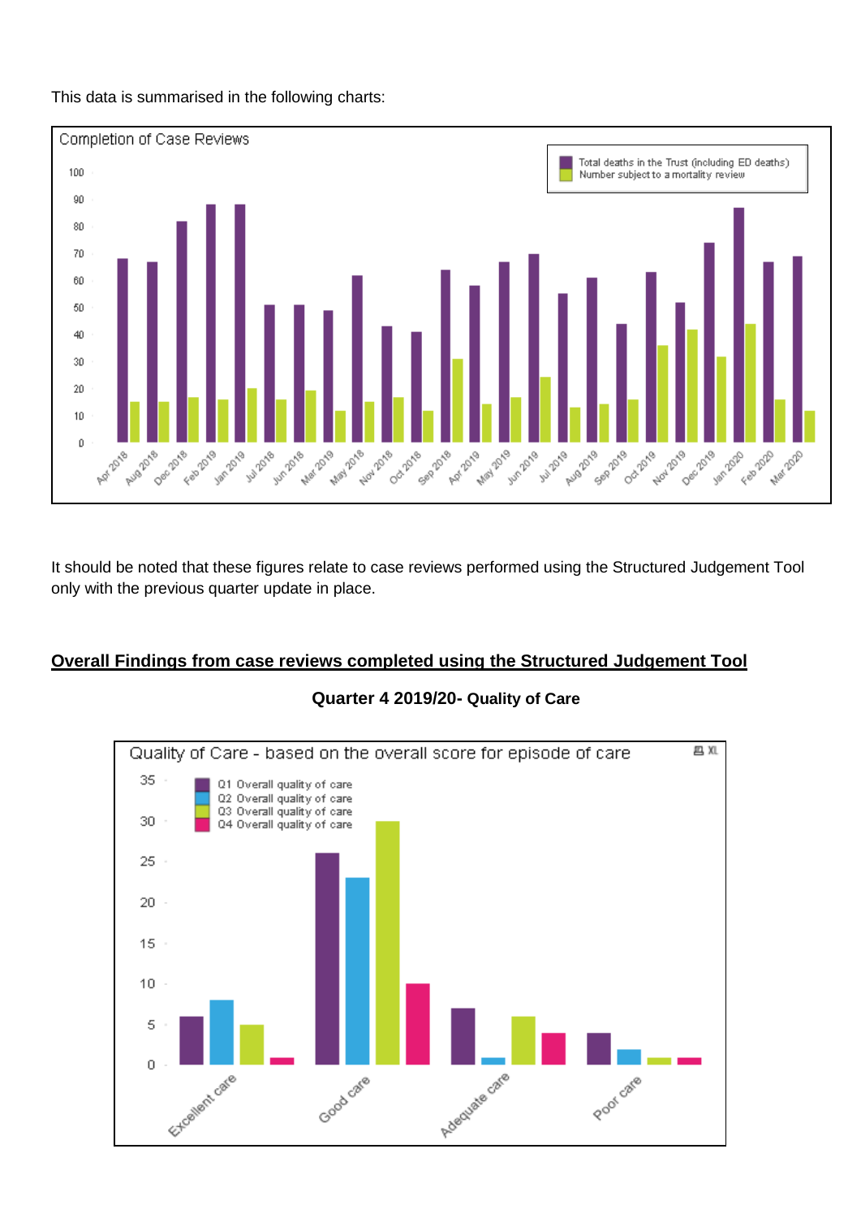This data is summarised in the following charts:

Completion of Case Reviews

Total deaths in the Trust (including ED deaths)
Number subject to a mortality review

100
90
80
70
60
50
40
30
20
10
0

Apr 2018, Aug 2018, Dec 2018, Feb 2019, Jan 2019, Jul 2018, Jun 2018, Mar 2019, May 2018, Nov 2018, Oct 2018, Sep 2018, Apr 2019, May 2019, Jun 2019, Jul 2019, Aug 2019, Sep 2019, Oct 2019, Nov 2019, Dec 2019, Jan 2020, Feb 2020, Mar 2020

It should be noted that these figures relate to case reviews performed using the Structured Judgement Tool only with the previous quarter update in place.

## Overall Findings from case reviews completed using the Structured Judgement Tool

### Quarter 4 2019/20- Quality of Care

Quality of Care - based on the overall score for episode of care

Q1 Overall quality of care
Q2 Overall quality of care
Q3 Overall quality of care
Q4 Overall quality of care

35
30
25
20
15
10
5
0

Excellent care, Good care, Adequate care, Poor care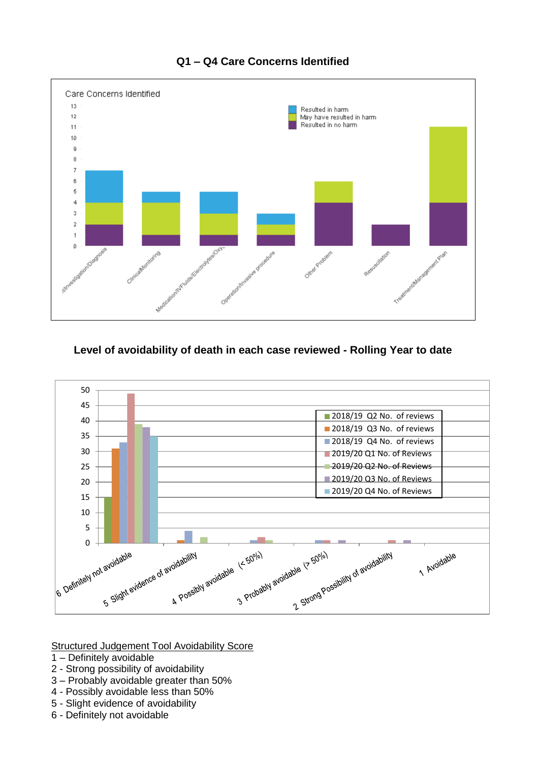## Q1 – Q4 Care Concerns Identified

Care Concerns Identified

13
12
11
10
9
8
7
6
5
4
3
2
1
0

Resulted in harm
May have resulted in harm
Resulted in no harm

t/Investigation/Diagnosis
Clinical Monitoring
Medication/IV Fluids/Electrolytes/Oxy...
Operation/Invasive procedure
Other Problem
Resuscitation
Treatment/Management Plan

## Level of avoidability of death in each case reviewed - Rolling Year to date

50
45
40
35
30
25
20
15
10
5
0

2018/19 Q2 No. of reviews
2018/19 Q3 No. of reviews
2018/19 Q4 No. of reviews
2019/20 Q1 No. of Reviews
2019/20 Q2 No. of Reviews
2019/20 Q3 No. of Reviews
2019/20 Q4 No. of Reviews

6 Definitely not avoidable
5 Slight evidence of avoidability
4 Possibly avoidable (< 50%)
3 Probably avoidable (> 50%)
2 Strong Possibility of avoidability
1 Avoidable

<u>Structured Judgement Tool Avoidability Score</u>

1 – Definitely avoidable
2 - Strong possibility of avoidability
3 – Probably avoidable greater than 50%
4 - Possibly avoidable less than 50%
5 - Slight evidence of avoidability
6 - Definitely not avoidable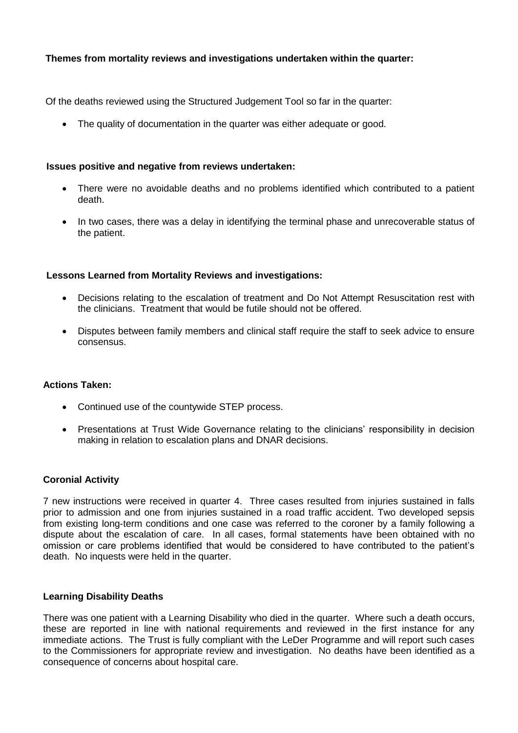**Themes from mortality reviews and investigations undertaken within the quarter:**

Of the deaths reviewed using the Structured Judgement Tool so far in the quarter:

- The quality of documentation in the quarter was either adequate or good.

**Issues positive and negative from reviews undertaken:**

- There were no avoidable deaths and no problems identified which contributed to a patient death.
- In two cases, there was a delay in identifying the terminal phase and unrecoverable status of the patient.

**Lessons Learned from Mortality Reviews and investigations:**

- Decisions relating to the escalation of treatment and Do Not Attempt Resuscitation rest with the clinicians. Treatment that would be futile should not be offered.
- Disputes between family members and clinical staff require the staff to seek advice to ensure consensus.

**Actions Taken:**

- Continued use of the countywide STEP process.
- Presentations at Trust Wide Governance relating to the clinicians' responsibility in decision making in relation to escalation plans and DNAR decisions.

**Coronial Activity**

7 new instructions were received in quarter 4. Three cases resulted from injuries sustained in falls prior to admission and one from injuries sustained in a road traffic accident. Two developed sepsis from existing long-term conditions and one case was referred to the coroner by a family following a dispute about the escalation of care. In all cases, formal statements have been obtained with no omission or care problems identified that would be considered to have contributed to the patient's death. No inquests were held in the quarter.

**Learning Disability Deaths**

There was one patient with a Learning Disability who died in the quarter. Where such a death occurs, these are reported in line with national requirements and reviewed in the first instance for any immediate actions. The Trust is fully compliant with the LeDer Programme and will report such cases to the Commissioners for appropriate review and investigation. No deaths have been identified as a consequence of concerns about hospital care.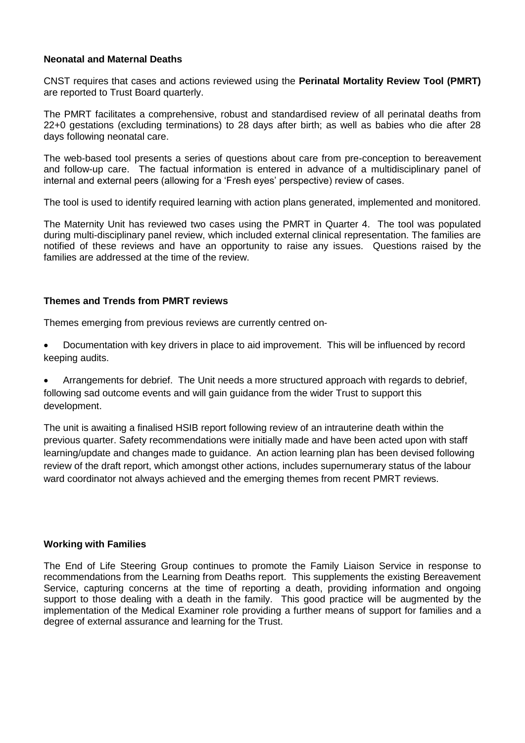**Neonatal and Maternal Deaths**

CNST requires that cases and actions reviewed using the **Perinatal Mortality Review Tool (PMRT)** are reported to Trust Board quarterly.

The PMRT facilitates a comprehensive, robust and standardised review of all perinatal deaths from 22+0 gestations (excluding terminations) to 28 days after birth; as well as babies who die after 28 days following neonatal care.

The web-based tool presents a series of questions about care from pre-conception to bereavement and follow-up care. The factual information is entered in advance of a multidisciplinary panel of internal and external peers (allowing for a 'Fresh eyes' perspective) review of cases.

The tool is used to identify required learning with action plans generated, implemented and monitored.

The Maternity Unit has reviewed two cases using the PMRT in Quarter 4. The tool was populated during multi-disciplinary panel review, which included external clinical representation. The families are notified of these reviews and have an opportunity to raise any issues. Questions raised by the families are addressed at the time of the review.

**Themes and Trends from PMRT reviews**

Themes emerging from previous reviews are currently centred on-

- Documentation with key drivers in place to aid improvement. This will be influenced by record keeping audits.
- Arrangements for debrief. The Unit needs a more structured approach with regards to debrief, following sad outcome events and will gain guidance from the wider Trust to support this development.

The unit is awaiting a finalised HSIB report following review of an intrauterine death within the previous quarter. Safety recommendations were initially made and have been acted upon with staff learning/update and changes made to guidance. An action learning plan has been devised following review of the draft report, which amongst other actions, includes supernumerary status of the labour ward coordinator not always achieved and the emerging themes from recent PMRT reviews.

**Working with Families**

The End of Life Steering Group continues to promote the Family Liaison Service in response to recommendations from the Learning from Deaths report. This supplements the existing Bereavement Service, capturing concerns at the time of reporting a death, providing information and ongoing support to those dealing with a death in the family. This good practice will be augmented by the implementation of the Medical Examiner role providing a further means of support for families and a degree of external assurance and learning for the Trust.